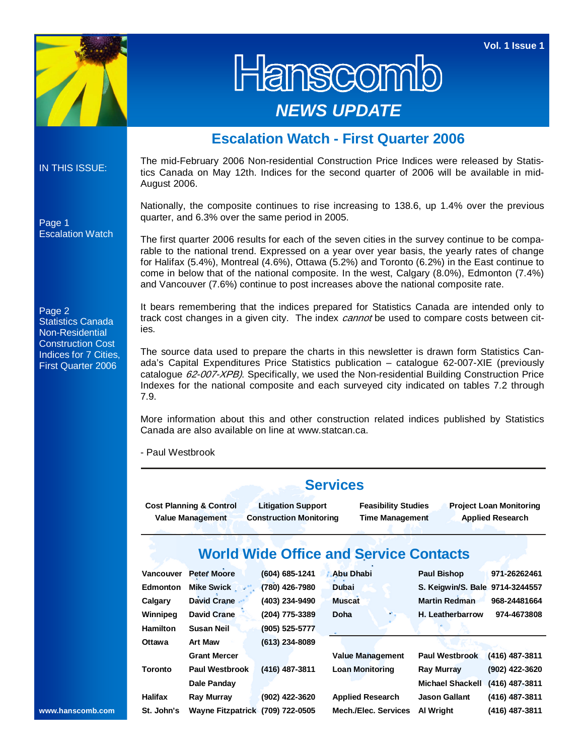# Hanscomb

## NEWS UPDATE

Vol. 1 Issue 1

IN THIS ISSUE:

Page 1
Escalation Watch

Page 2
Statistics Canada Non-Residential Construction Cost Indices for 7 Cities, First Quarter 2006

www.hanscomb.com

## Escalation Watch - First Quarter 2006

The mid-February 2006 Non-residential Construction Price Indices were released by Statistics Canada on May 12th. Indices for the second quarter of 2006 will be available in mid-August 2006.

Nationally, the composite continues to rise increasing to 138.6, up 1.4% over the previous quarter, and 6.3% over the same period in 2005.

The first quarter 2006 results for each of the seven cities in the survey continue to be comparable to the national trend. Expressed on a year over year basis, the yearly rates of change for Halifax (5.4%), Montreal (4.6%), Ottawa (5.2%) and Toronto (6.2%) in the East continue to come in below that of the national composite. In the west, Calgary (8.0%), Edmonton (7.4%) and Vancouver (7.6%) continue to post increases above the national composite rate.

It bears remembering that the indices prepared for Statistics Canada are intended only to track cost changes in a given city. The index *cannot* be used to compare costs between cities.

The source data used to prepare the charts in this newsletter is drawn form Statistics Canada's Capital Expenditures Price Statistics publication – catalogue 62-007-XIE (previously catalogue *62-007-XPB)*. Specifically, we used the Non-residential Building Construction Price Indexes for the national composite and each surveyed city indicated on tables 7.2 through 7.9.

More information about this and other construction related indices published by Statistics Canada are also available on line at www.statcan.ca.

- Paul Westbrook

## Services

| | | | |
|---|---|---|---|
| **Cost Planning & Control** | **Litigation Support** | **Feasibility Studies** | **Project Loan Monitoring** |
| **Value Management** | **Construction Monitoring** | **Time Management** | **Applied Research** |

## World Wide Office and Service Contacts

| | | | | | |
|---|---|---|---|---|---|
| **Vancouver** | **Peter Moore** | **(604) 685-1241** | **Abu Dhabi** | **Paul Bishop** | **971-26262461** |
| **Edmonton** | **Mike Swick** | **(780) 426-7980** | **Dubai** | **S. Keigwin/S. Bale** | **9714-3244557** |
| **Calgary** | **David Crane** | **(403) 234-9490** | **Muscat** | **Martin Redman** | **968-24481664** |
| **Winnipeg** | **David Crane** | **(204) 775-3389** | **Doha** | **H. Leatherbarrow** | **974-4673808** |
| **Hamilton** | **Susan Neil** | **(905) 525-5777** | | | |
| **Ottawa** | **Art Maw** | **(613) 234-8089** | | | |
| | **Grant Mercer** | | **Value Management** | **Paul Westbrook** | **(416) 487-3811** |
| **Toronto** | **Paul Westbrook** | **(416) 487-3811** | **Loan Monitoring** | **Ray Murray** | **(902) 422-3620** |
| | **Dale Panday** | | | **Michael Shackell** | **(416) 487-3811** |
| **Halifax** | **Ray Murray** | **(902) 422-3620** | **Applied Research** | **Jason Gallant** | **(416) 487-3811** |
| **St. John's** | **Wayne Fitzpatrick** | **(709) 722-0505** | **Mech./Elec. Services** | **Al Wright** | **(416) 487-3811** |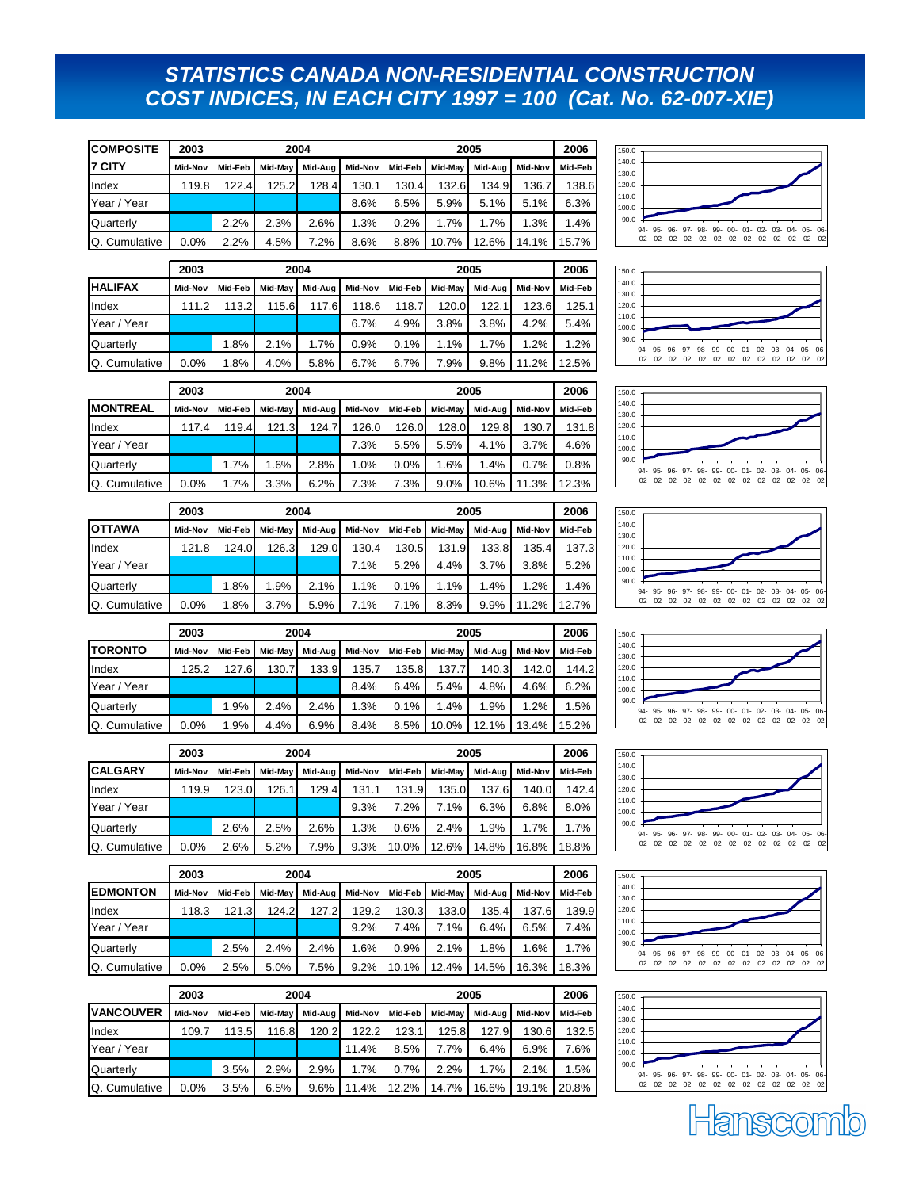# STATISTICS CANADA NON-RESIDENTIAL CONSTRUCTION COST INDICES, IN EACH CITY 1997 = 100 (Cat. No. 62-007-XIE)

| COMPOSITE | 2003 | 2004 | | | | 2005 | | | | 2006 |
|---|---|---|---|---|---|---|---|---|---|---|
| 7 CITY | Mid-Nov | Mid-Feb | Mid-May | Mid-Aug | Mid-Nov | Mid-Feb | Mid-May | Mid-Aug | Mid-Nov | Mid-Feb |
| Index | 119.8 | 122.4 | 125.2 | 128.4 | 130.1 | 130.4 | 132.6 | 134.9 | 136.7 | 138.6 |
| Year / Year | | | | | 8.6% | 6.5% | 5.9% | 5.1% | 5.1% | 6.3% |
| Quarterly | | 2.2% | 2.3% | 2.6% | 1.3% | 0.2% | 1.7% | 1.7% | 1.3% | 1.4% |
| Q. Cumulative | 0.0% | 2.2% | 4.5% | 7.2% | 8.6% | 8.8% | 10.7% | 12.6% | 14.1% | 15.7% |

150.0
140.0
130.0
120.0
110.0
100.0
90.0
94-02 95-02 96-02 97-02 98-02 99-02 00-02 01-02 02-02 03-02 04-02 05-02 06-02

| | 2003 | 2004 | | | | 2005 | | | | 2006 |
|---|---|---|---|---|---|---|---|---|---|---|
| HALIFAX | Mid-Nov | Mid-Feb | Mid-May | Mid-Aug | Mid-Nov | Mid-Feb | Mid-May | Mid-Aug | Mid-Nov | Mid-Feb |
| Index | 111.2 | 113.2 | 115.6 | 117.6 | 118.6 | 118.7 | 120.0 | 122.1 | 123.6 | 125.1 |
| Year / Year | | | | | 6.7% | 4.9% | 3.8% | 3.8% | 4.2% | 5.4% |
| Quarterly | | 1.8% | 2.1% | 1.7% | 0.9% | 0.1% | 1.1% | 1.7% | 1.2% | 1.2% |
| Q. Cumulative | 0.0% | 1.8% | 4.0% | 5.8% | 6.7% | 6.7% | 7.9% | 9.8% | 11.2% | 12.5% |

150.0
140.0
130.0
120.0
110.0
100.0
90.0
94-02 95-02 96-02 97-02 98-02 99-02 00-02 01-02 02-02 03-02 04-02 05-02 06-02

| | 2003 | 2004 | | | | 2005 | | | | 2006 |
|---|---|---|---|---|---|---|---|---|---|---|
| MONTREAL | Mid-Nov | Mid-Feb | Mid-May | Mid-Aug | Mid-Nov | Mid-Feb | Mid-May | Mid-Aug | Mid-Nov | Mid-Feb |
| Index | 117.4 | 119.4 | 121.3 | 124.7 | 126.0 | 126.0 | 128.0 | 129.8 | 130.7 | 131.8 |
| Year / Year | | | | | 7.3% | 5.5% | 5.5% | 4.1% | 3.7% | 4.6% |
| Quarterly | | 1.7% | 1.6% | 2.8% | 1.0% | 0.0% | 1.6% | 1.4% | 0.7% | 0.8% |
| Q. Cumulative | 0.0% | 1.7% | 3.3% | 6.2% | 7.3% | 7.3% | 9.0% | 10.6% | 11.3% | 12.3% |

150.0
140.0
130.0
120.0
110.0
100.0
90.0
94-02 95-02 96-02 97-02 98-02 99-02 00-02 01-02 02-02 03-02 04-02 05-02 06-02

| | 2003 | 2004 | | | | 2005 | | | | 2006 |
|---|---|---|---|---|---|---|---|---|---|---|
| OTTAWA | Mid-Nov | Mid-Feb | Mid-May | Mid-Aug | Mid-Nov | Mid-Feb | Mid-May | Mid-Aug | Mid-Nov | Mid-Feb |
| Index | 121.8 | 124.0 | 126.3 | 129.0 | 130.4 | 130.5 | 131.9 | 133.8 | 135.4 | 137.3 |
| Year / Year | | | | | 7.1% | 5.2% | 4.4% | 3.7% | 3.8% | 5.2% |
| Quarterly | | 1.8% | 1.9% | 2.1% | 1.1% | 0.1% | 1.1% | 1.4% | 1.2% | 1.4% |
| Q. Cumulative | 0.0% | 1.8% | 3.7% | 5.9% | 7.1% | 7.1% | 8.3% | 9.9% | 11.2% | 12.7% |

150.0
140.0
130.0
120.0
110.0
100.0
90.0
94-02 95-02 96-02 97-02 98-02 99-02 00-02 01-02 02-02 03-02 04-02 05-02 06-02

| | 2003 | 2004 | | | | 2005 | | | | 2006 |
|---|---|---|---|---|---|---|---|---|---|---|
| TORONTO | Mid-Nov | Mid-Feb | Mid-May | Mid-Aug | Mid-Nov | Mid-Feb | Mid-May | Mid-Aug | Mid-Nov | Mid-Feb |
| Index | 125.2 | 127.6 | 130.7 | 133.9 | 135.7 | 135.8 | 137.7 | 140.3 | 142.0 | 144.2 |
| Year / Year | | | | | 8.4% | 6.4% | 5.4% | 4.8% | 4.6% | 6.2% |
| Quarterly | | 1.9% | 2.4% | 2.4% | 1.3% | 0.1% | 1.4% | 1.9% | 1.2% | 1.5% |
| Q. Cumulative | 0.0% | 1.9% | 4.4% | 6.9% | 8.4% | 8.5% | 10.0% | 12.1% | 13.4% | 15.2% |

150.0
140.0
130.0
120.0
110.0
100.0
90.0
94-02 95-02 96-02 97-02 98-02 99-02 00-02 01-02 02-02 03-02 04-02 05-02 06-02

| | 2003 | 2004 | | | | 2005 | | | | 2006 |
|---|---|---|---|---|---|---|---|---|---|---|
| CALGARY | Mid-Nov | Mid-Feb | Mid-May | Mid-Aug | Mid-Nov | Mid-Feb | Mid-May | Mid-Aug | Mid-Nov | Mid-Feb |
| Index | 119.9 | 123.0 | 126.1 | 129.4 | 131.1 | 131.9 | 135.0 | 137.6 | 140.0 | 142.4 |
| Year / Year | | | | | 9.3% | 7.2% | 7.1% | 6.3% | 6.8% | 8.0% |
| Quarterly | | 2.6% | 2.5% | 2.6% | 1.3% | 0.6% | 2.4% | 1.9% | 1.7% | 1.7% |
| Q. Cumulative | 0.0% | 2.6% | 5.2% | 7.9% | 9.3% | 10.0% | 12.6% | 14.8% | 16.8% | 18.8% |

150.0
140.0
130.0
120.0
110.0
100.0
90.0
94-02 95-02 96-02 97-02 98-02 99-02 00-02 01-02 02-02 03-02 04-02 05-02 06-02

| | 2003 | 2004 | | | | 2005 | | | | 2006 |
|---|---|---|---|---|---|---|---|---|---|---|
| EDMONTON | Mid-Nov | Mid-Feb | Mid-May | Mid-Aug | Mid-Nov | Mid-Feb | Mid-May | Mid-Aug | Mid-Nov | Mid-Feb |
| Index | 118.3 | 121.3 | 124.2 | 127.2 | 129.2 | 130.3 | 133.0 | 135.4 | 137.6 | 139.9 |
| Year / Year | | | | | 9.2% | 7.4% | 7.1% | 6.4% | 6.5% | 7.4% |
| Quarterly | | 2.5% | 2.4% | 2.4% | 1.6% | 0.9% | 2.1% | 1.8% | 1.6% | 1.7% |
| Q. Cumulative | 0.0% | 2.5% | 5.0% | 7.5% | 9.2% | 10.1% | 12.4% | 14.5% | 16.3% | 18.3% |

150.0
140.0
130.0
120.0
110.0
100.0
90.0
94-02 95-02 96-02 97-02 98-02 99-02 00-02 01-02 02-02 03-02 04-02 05-02 06-02

| | 2003 | 2004 | | | | 2005 | | | | 2006 |
|---|---|---|---|---|---|---|---|---|---|---|
| VANCOUVER | Mid-Nov | Mid-Feb | Mid-May | Mid-Aug | Mid-Nov | Mid-Feb | Mid-May | Mid-Aug | Mid-Nov | Mid-Feb |
| Index | 109.7 | 113.5 | 116.8 | 120.2 | 122.2 | 123.1 | 125.8 | 127.9 | 130.6 | 132.5 |
| Year / Year | | | | | 11.4% | 8.5% | 7.7% | 6.4% | 6.9% | 7.6% |
| Quarterly | | 3.5% | 2.9% | 2.9% | 1.7% | 0.7% | 2.2% | 1.7% | 2.1% | 1.5% |
| Q. Cumulative | 0.0% | 3.5% | 6.5% | 9.6% | 11.4% | 12.2% | 14.7% | 16.6% | 19.1% | 20.8% |

150.0
140.0
130.0
120.0
110.0
100.0
90.0
94-02 95-02 96-02 97-02 98-02 99-02 00-02 01-02 02-02 03-02 04-02 05-02 06-02

Hanscomb